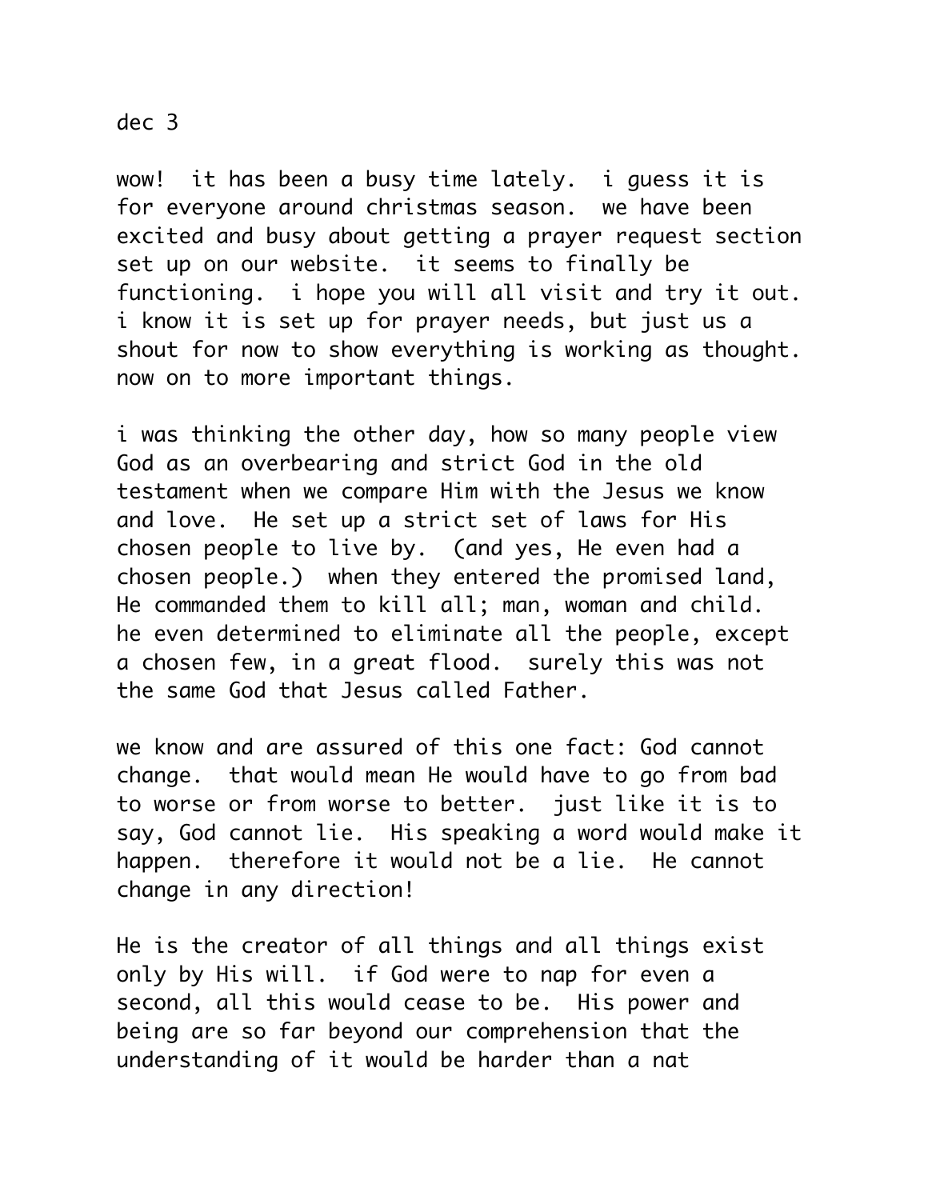dec 3

wow!  it has been a busy time lately.  i guess it is for everyone around christmas season.  we have been excited and busy about getting a prayer request section set up on our website.  it seems to finally be functioning.  i hope you will all visit and try it out.  i know it is set up for prayer needs, but just us a shout for now to show everything is working as thought.  now on to more important things.

i was thinking the other day, how so many people view God as an overbearing and strict God in the old testament when we compare Him with the Jesus we know and love.  He set up a strict set of laws for His chosen people to live by.  (and yes, He even had a chosen people.)  when they entered the promised land, He commanded them to kill all; man, woman and child.  he even determined to eliminate all the people, except a chosen few, in a great flood.  surely this was not the same God that Jesus called Father.

we know and are assured of this one fact: God cannot change.  that would mean He would have to go from bad to worse or from worse to better.  just like it is to say, God cannot lie.  His speaking a word would make it happen.  therefore it would not be a lie.  He cannot change in any direction!

He is the creator of all things and all things exist only by His will.  if God were to nap for even a second, all this would cease to be.  His power and being are so far beyond our comprehension that the understanding of it would be harder than a nat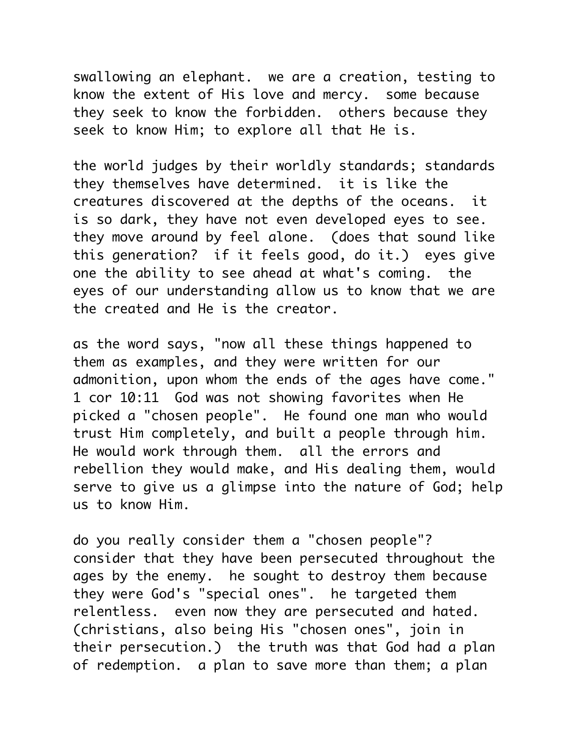swallowing an elephant. we are a creation, testing to know the extent of His love and mercy. some because they seek to know the forbidden. others because they seek to know Him; to explore all that He is.

the world judges by their worldly standards; standards they themselves have determined. it is like the creatures discovered at the depths of the oceans. it is so dark, they have not even developed eyes to see. they move around by feel alone. (does that sound like this generation? if it feels good, do it.) eyes give one the ability to see ahead at what's coming. the eyes of our understanding allow us to know that we are the created and He is the creator.

as the word says, "now all these things happened to them as examples, and they were written for our admonition, upon whom the ends of the ages have come." 1 cor 10:11 God was not showing favorites when He picked a "chosen people". He found one man who would trust Him completely, and built a people through him. He would work through them. all the errors and rebellion they would make, and His dealing them, would serve to give us a glimpse into the nature of God; help us to know Him.

do you really consider them a "chosen people"? consider that they have been persecuted throughout the ages by the enemy. he sought to destroy them because they were God's "special ones". he targeted them relentless. even now they are persecuted and hated. (christians, also being His "chosen ones", join in their persecution.) the truth was that God had a plan of redemption. a plan to save more than them; a plan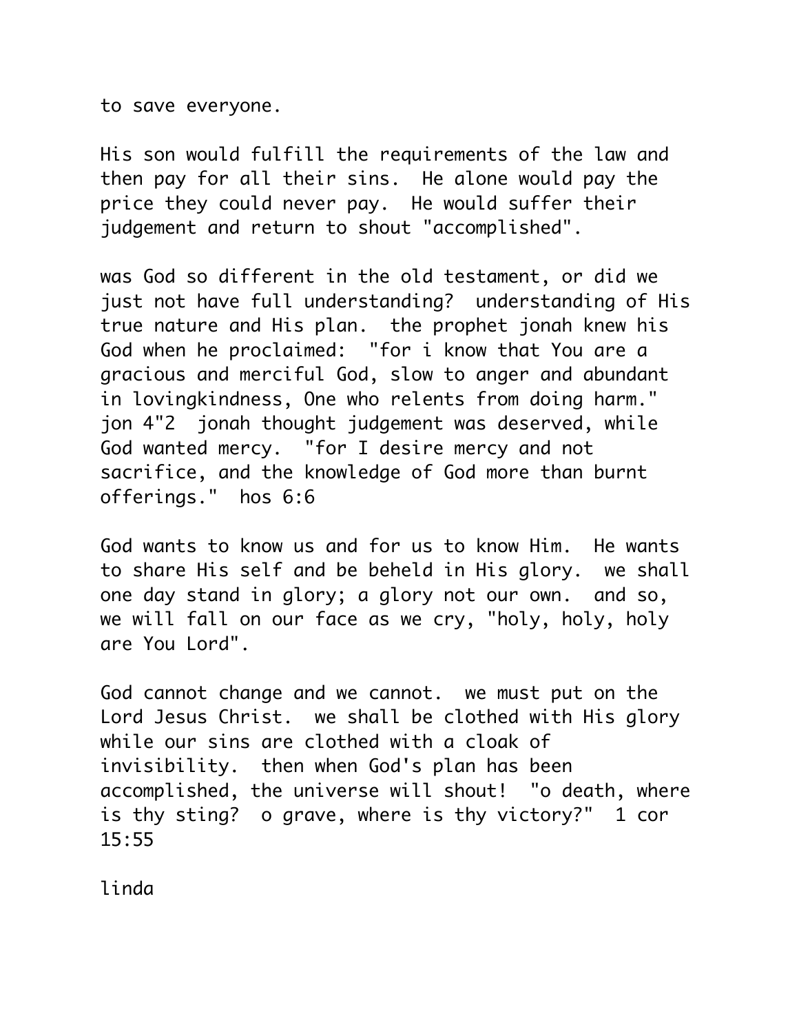to save everyone.

His son would fulfill the requirements of the law and then pay for all their sins. He alone would pay the price they could never pay. He would suffer their judgement and return to shout "accomplished".

was God so different in the old testament, or did we just not have full understanding? understanding of His true nature and His plan. the prophet jonah knew his God when he proclaimed: "for i know that You are a gracious and merciful God, slow to anger and abundant in lovingkindness, One who relents from doing harm." jon 4"2 jonah thought judgement was deserved, while God wanted mercy. "for I desire mercy and not sacrifice, and the knowledge of God more than burnt offerings." hos 6:6

God wants to know us and for us to know Him. He wants to share His self and be beheld in His glory. we shall one day stand in glory; a glory not our own. and so, we will fall on our face as we cry, "holy, holy, holy are You Lord".

God cannot change and we cannot. we must put on the Lord Jesus Christ. we shall be clothed with His glory while our sins are clothed with a cloak of invisibility. then when God's plan has been accomplished, the universe will shout! "o death, where is thy sting? o grave, where is thy victory?" 1 cor 15:55

linda